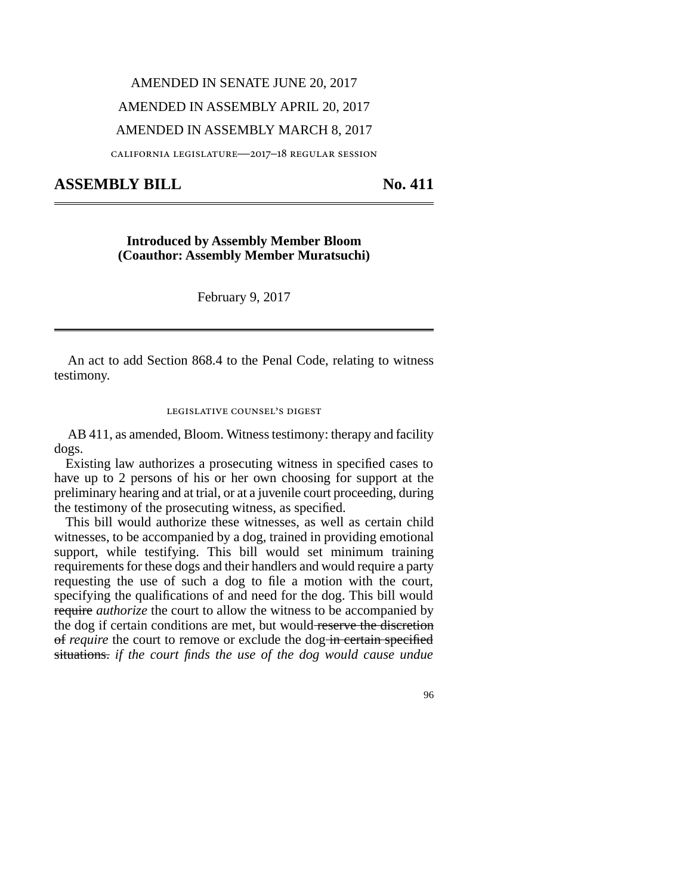AMENDED IN SENATE JUNE 20, 2017

AMENDED IN ASSEMBLY APRIL 20, 2017

AMENDED IN ASSEMBLY MARCH 8, 2017

california legislature—2017–18 regular session

# ASSEMBLY BILL No. 411

**Introduced by Assembly Member Bloom**
**(Coauthor: Assembly Member Muratsuchi)**

February 9, 2017

An act to add Section 868.4 to the Penal Code, relating to witness testimony.

legislative counsel's digest

AB 411, as amended, Bloom. Witness testimony: therapy and facility dogs.

Existing law authorizes a prosecuting witness in specified cases to have up to 2 persons of his or her own choosing for support at the preliminary hearing and at trial, or at a juvenile court proceeding, during the testimony of the prosecuting witness, as specified.

This bill would authorize these witnesses, as well as certain child witnesses, to be accompanied by a dog, trained in providing emotional support, while testifying. This bill would set minimum training requirements for these dogs and their handlers and would require a party requesting the use of such a dog to file a motion with the court, specifying the qualifications of and need for the dog. This bill would ~~require~~ *authorize* the court to allow the witness to be accompanied by the dog if certain conditions are met, but would ~~reserve the discretion of~~ *require* the court to remove or exclude the dog ~~in certain specified situations.~~ *if the court finds the use of the dog would cause undue*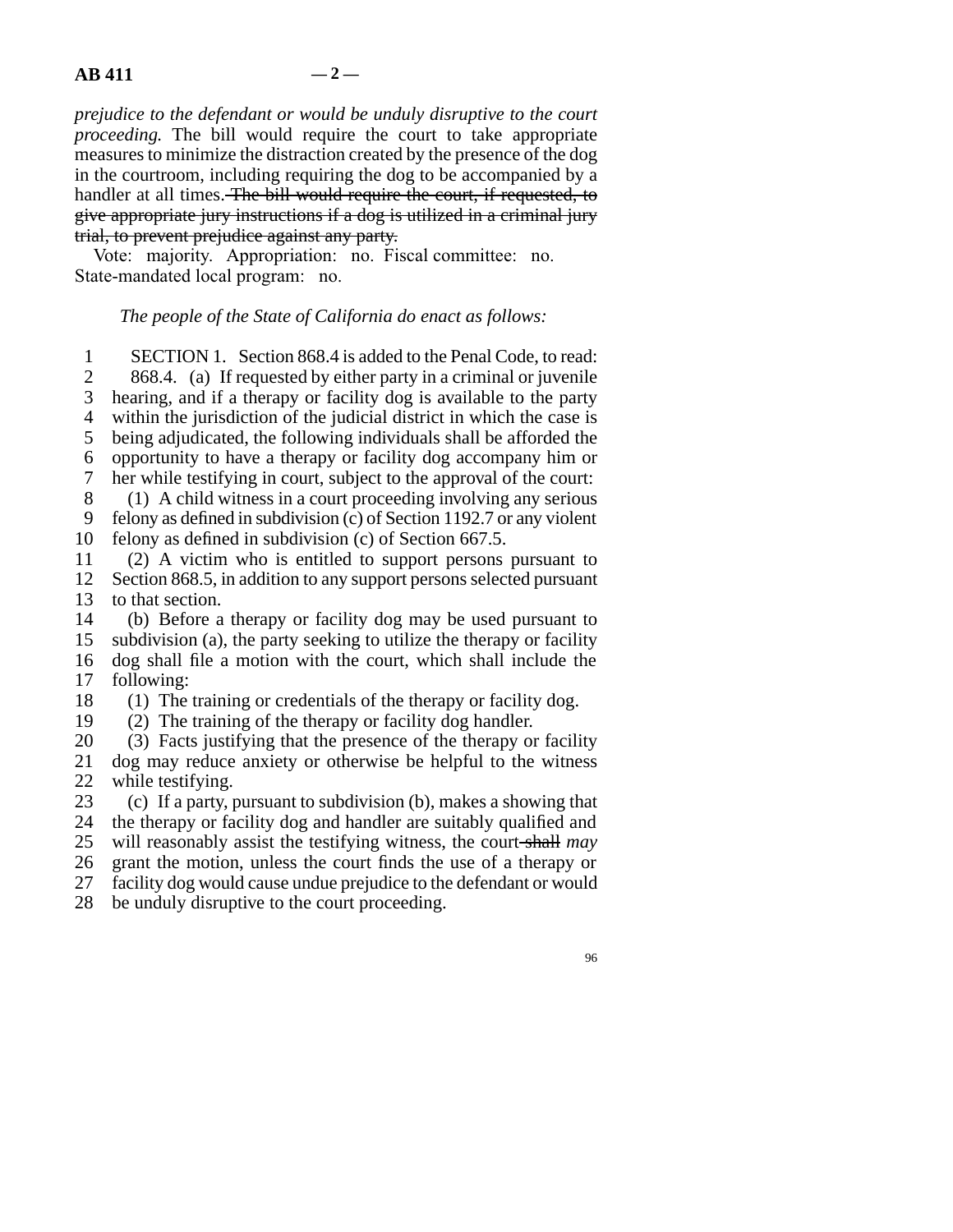*prejudice to the defendant or would be unduly disruptive to the court proceeding.* The bill would require the court to take appropriate measures to minimize the distraction created by the presence of the dog in the courtroom, including requiring the dog to be accompanied by a handler at all times. ~~The bill would require the court, if requested, to give appropriate jury instructions if a dog is utilized in a criminal jury trial, to prevent prejudice against any party.~~

Vote: majority. Appropriation: no. Fiscal committee: no. State-mandated local program: no.

*The people of the State of California do enact as follows:*

1 SECTION 1. Section 868.4 is added to the Penal Code, to read:
2 868.4. (a) If requested by either party in a criminal or juvenile
3 hearing, and if a therapy or facility dog is available to the party
4 within the jurisdiction of the judicial district in which the case is
5 being adjudicated, the following individuals shall be afforded the
6 opportunity to have a therapy or facility dog accompany him or
7 her while testifying in court, subject to the approval of the court:
8 (1) A child witness in a court proceeding involving any serious
9 felony as defined in subdivision (c) of Section 1192.7 or any violent
10 felony as defined in subdivision (c) of Section 667.5.
11 (2) A victim who is entitled to support persons pursuant to
12 Section 868.5, in addition to any support persons selected pursuant
13 to that section.
14 (b) Before a therapy or facility dog may be used pursuant to
15 subdivision (a), the party seeking to utilize the therapy or facility
16 dog shall file a motion with the court, which shall include the
17 following:
18 (1) The training or credentials of the therapy or facility dog.
19 (2) The training of the therapy or facility dog handler.
20 (3) Facts justifying that the presence of the therapy or facility
21 dog may reduce anxiety or otherwise be helpful to the witness
22 while testifying.
23 (c) If a party, pursuant to subdivision (b), makes a showing that
24 the therapy or facility dog and handler are suitably qualified and
25 will reasonably assist the testifying witness, the court ~~shall~~ *may*
26 grant the motion, unless the court finds the use of a therapy or
27 facility dog would cause undue prejudice to the defendant or would
28 be unduly disruptive to the court proceeding.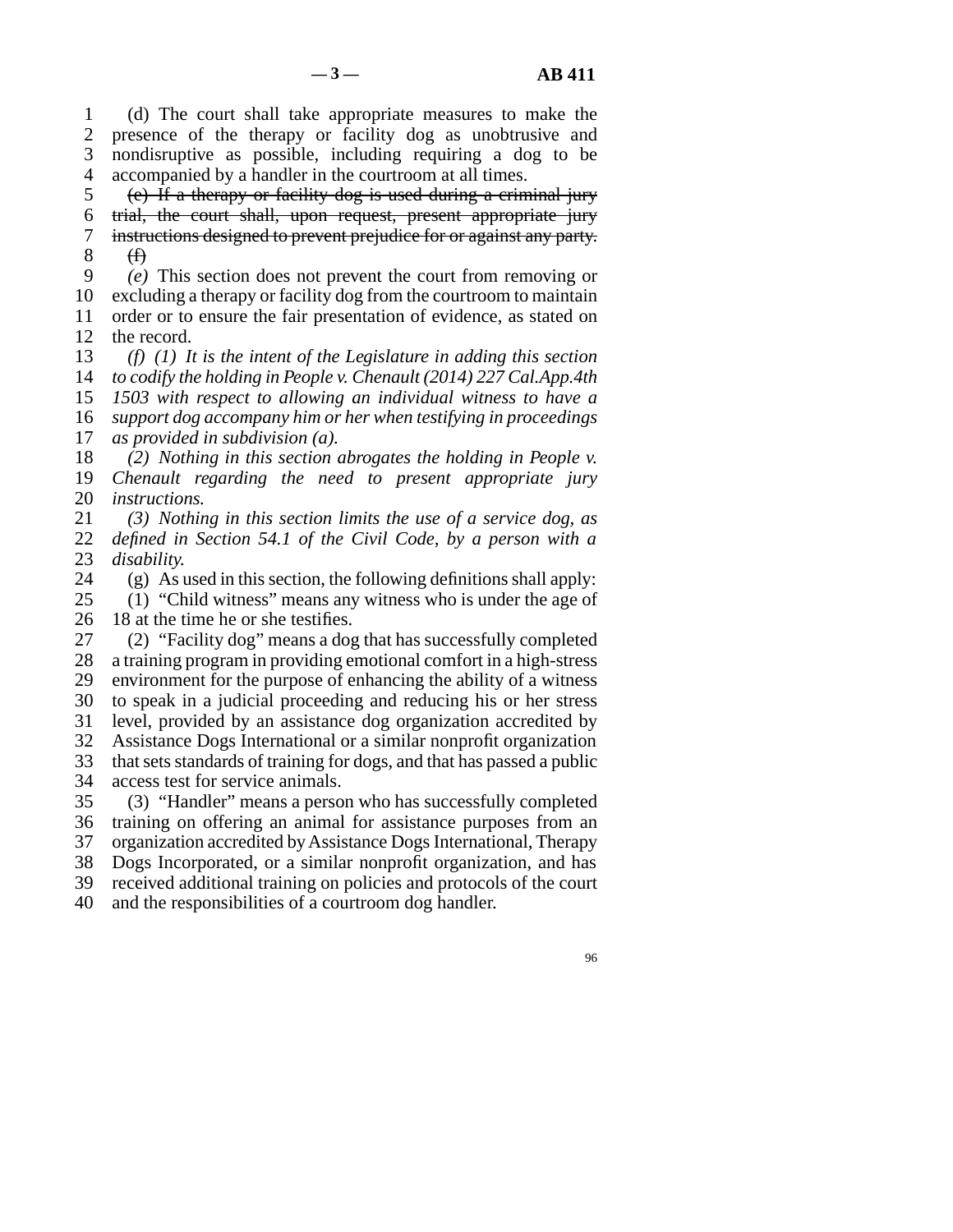(d) The court shall take appropriate measures to make the presence of the therapy or facility dog as unobtrusive and nondisruptive as possible, including requiring a dog to be accompanied by a handler in the courtroom at all times.

~~(e) If a therapy or facility dog is used during a criminal jury trial, the court shall, upon request, present appropriate jury instructions designed to prevent prejudice for or against any party.~~

~~(f)~~

*(e)* This section does not prevent the court from removing or excluding a therapy or facility dog from the courtroom to maintain order or to ensure the fair presentation of evidence, as stated on the record.

*(f) (1) It is the intent of the Legislature in adding this section to codify the holding in People v. Chenault (2014) 227 Cal.App.4th 1503 with respect to allowing an individual witness to have a support dog accompany him or her when testifying in proceedings as provided in subdivision (a).*

*(2) Nothing in this section abrogates the holding in People v. Chenault regarding the need to present appropriate jury instructions.*

*(3) Nothing in this section limits the use of a service dog, as defined in Section 54.1 of the Civil Code, by a person with a disability.*

(g) As used in this section, the following definitions shall apply:

(1) "Child witness" means any witness who is under the age of 18 at the time he or she testifies.

(2) "Facility dog" means a dog that has successfully completed a training program in providing emotional comfort in a high-stress environment for the purpose of enhancing the ability of a witness to speak in a judicial proceeding and reducing his or her stress level, provided by an assistance dog organization accredited by Assistance Dogs International or a similar nonprofit organization that sets standards of training for dogs, and that has passed a public access test for service animals.

(3) "Handler" means a person who has successfully completed training on offering an animal for assistance purposes from an organization accredited by Assistance Dogs International, Therapy Dogs Incorporated, or a similar nonprofit organization, and has received additional training on policies and protocols of the court and the responsibilities of a courtroom dog handler.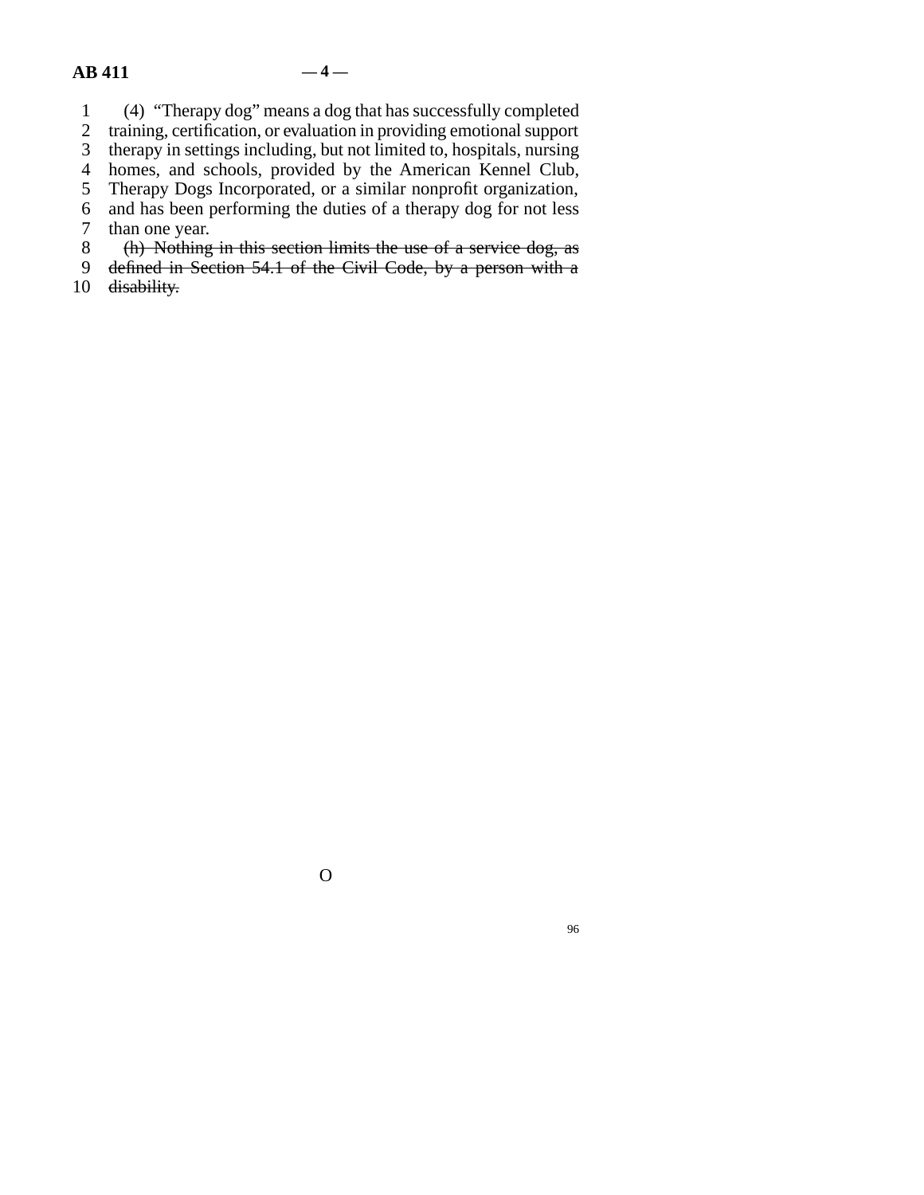(4) "Therapy dog" means a dog that has successfully completed training, certification, or evaluation in providing emotional support therapy in settings including, but not limited to, hospitals, nursing homes, and schools, provided by the American Kennel Club, Therapy Dogs Incorporated, or a similar nonprofit organization, and has been performing the duties of a therapy dog for not less than one year.

~~(h) Nothing in this section limits the use of a service dog, as defined in Section 54.1 of the Civil Code, by a person with a disability.~~

O